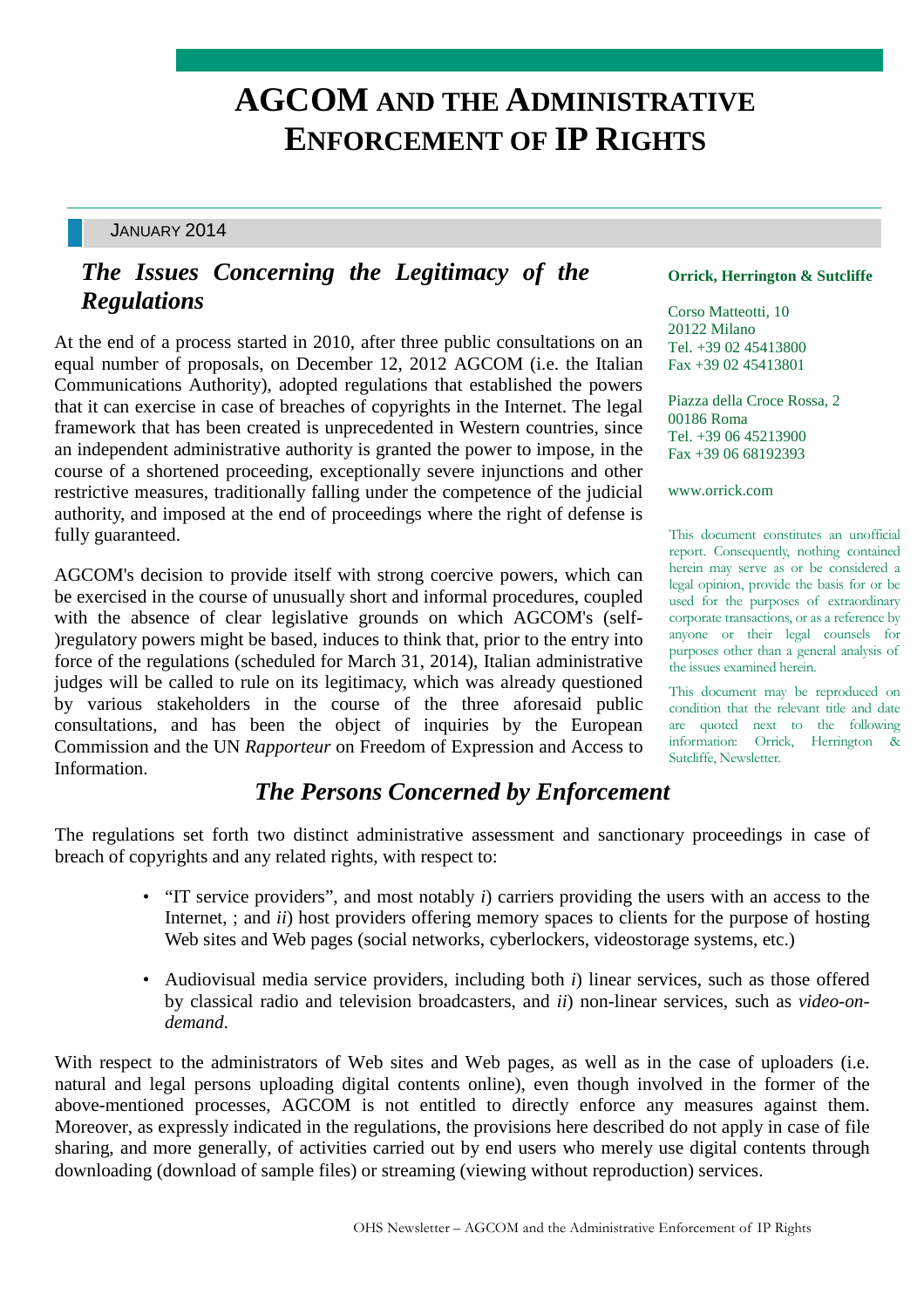# AGCOM AND THE ADMINISTRATIVE ENFORCEMENT OF IP RIGHTS

JANUARY 2014

## *The Issues Concerning the Legitimacy of the Regulations*

At the end of a process started in 2010, after three public consultations on an equal number of proposals, on December 12, 2012 AGCOM (i.e. the Italian Communications Authority), adopted regulations that established the powers that it can exercise in case of breaches of copyrights in the Internet. The legal framework that has been created is unprecedented in Western countries, since an independent administrative authority is granted the power to impose, in the course of a shortened proceeding, exceptionally severe injunctions and other restrictive measures, traditionally falling under the competence of the judicial authority, and imposed at the end of proceedings where the right of defense is fully guaranteed.

AGCOM's decision to provide itself with strong coercive powers, which can be exercised in the course of unusually short and informal procedures, coupled with the absence of clear legislative grounds on which AGCOM's (self-)regulatory powers might be based, induces to think that, prior to the entry into force of the regulations (scheduled for March 31, 2014), Italian administrative judges will be called to rule on its legitimacy, which was already questioned by various stakeholders in the course of the three aforesaid public consultations, and has been the object of inquiries by the European Commission and the UN *Rapporteur* on Freedom of Expression and Access to Information.

**Orrick, Herrington & Sutcliffe**

Corso Matteotti, 10
20122 Milano
Tel. +39 02 45413800
Fax +39 02 45413801

Piazza della Croce Rossa, 2
00186 Roma
Tel. +39 06 45213900
Fax +39 06 68192393

www.orrick.com

This document constitutes an unofficial report. Consequently, nothing contained herein may serve as or be considered a legal opinion, provide the basis for or be used for the purposes of extraordinary corporate transactions, or as a reference by anyone or their legal counsels for purposes other than a general analysis of the issues examined herein.

This document may be reproduced on condition that the relevant title and date are quoted next to the following information: Orrick, Herrington & Sutcliffe, Newsletter.

## *The Persons Concerned by Enforcement*

The regulations set forth two distinct administrative assessment and sanctionary proceedings in case of breach of copyrights and any related rights, with respect to:

- "IT service providers", and most notably *i*) carriers providing the users with an access to the Internet, ; and *ii*) host providers offering memory spaces to clients for the purpose of hosting Web sites and Web pages (social networks, cyberlockers, videostorage systems, etc.)
- Audiovisual media service providers, including both *i*) linear services, such as those offered by classical radio and television broadcasters, and *ii*) non-linear services, such as *video-on-demand*.

With respect to the administrators of Web sites and Web pages, as well as in the case of uploaders (i.e. natural and legal persons uploading digital contents online), even though involved in the former of the above-mentioned processes, AGCOM is not entitled to directly enforce any measures against them. Moreover, as expressly indicated in the regulations, the provisions here described do not apply in case of file sharing, and more generally, of activities carried out by end users who merely use digital contents through downloading (download of sample files) or streaming (viewing without reproduction) services.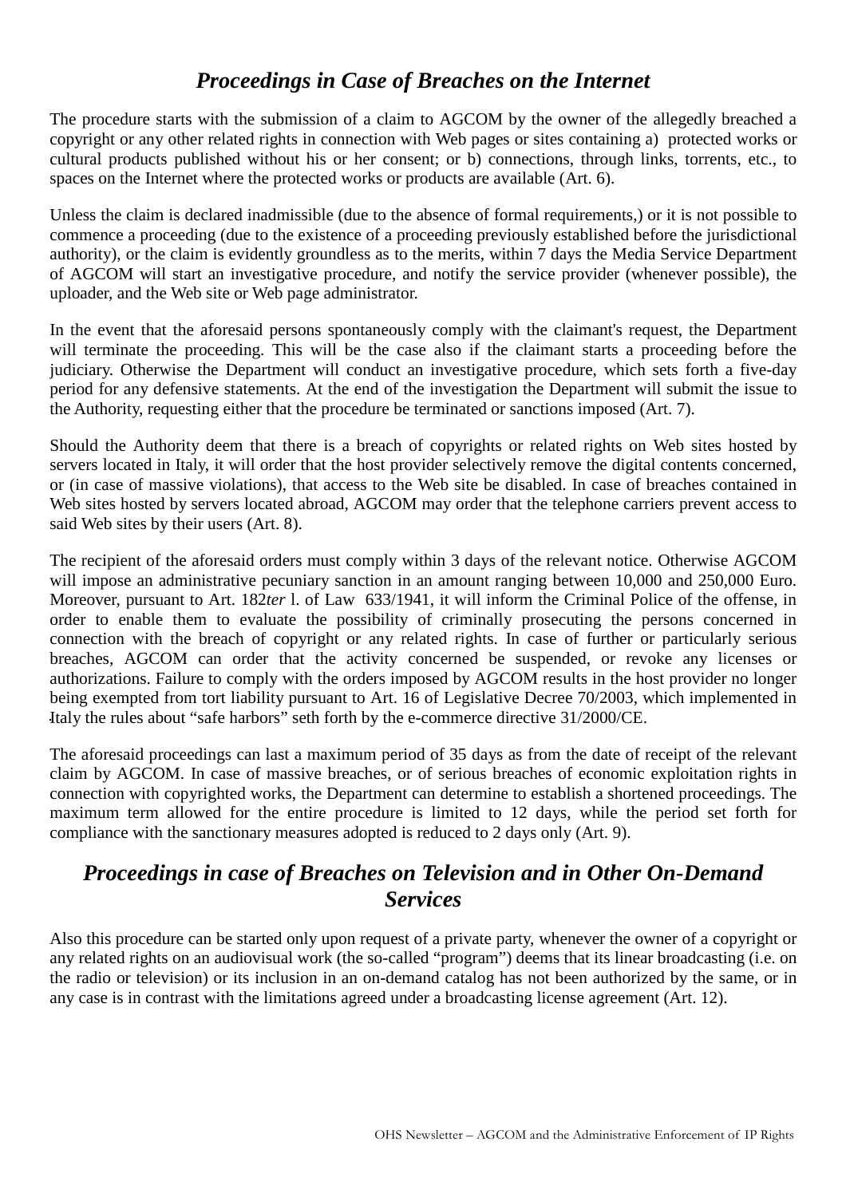## *Proceedings in Case of Breaches on the Internet*

The procedure starts with the submission of a claim to AGCOM by the owner of the allegedly breached a copyright or any other related rights in connection with Web pages or sites containing a) protected works or cultural products published without his or her consent; or b) connections, through links, torrents, etc., to spaces on the Internet where the protected works or products are available (Art. 6).

Unless the claim is declared inadmissible (due to the absence of formal requirements,) or it is not possible to commence a proceeding (due to the existence of a proceeding previously established before the jurisdictional authority), or the claim is evidently groundless as to the merits, within 7 days the Media Service Department of AGCOM will start an investigative procedure, and notify the service provider (whenever possible), the uploader, and the Web site or Web page administrator.

In the event that the aforesaid persons spontaneously comply with the claimant's request, the Department will terminate the proceeding. This will be the case also if the claimant starts a proceeding before the judiciary. Otherwise the Department will conduct an investigative procedure, which sets forth a five-day period for any defensive statements. At the end of the investigation the Department will submit the issue to the Authority, requesting either that the procedure be terminated or sanctions imposed (Art. 7).

Should the Authority deem that there is a breach of copyrights or related rights on Web sites hosted by servers located in Italy, it will order that the host provider selectively remove the digital contents concerned, or (in case of massive violations), that access to the Web site be disabled. In case of breaches contained in Web sites hosted by servers located abroad, AGCOM may order that the telephone carriers prevent access to said Web sites by their users (Art. 8).

The recipient of the aforesaid orders must comply within 3 days of the relevant notice. Otherwise AGCOM will impose an administrative pecuniary sanction in an amount ranging between 10,000 and 250,000 Euro. Moreover, pursuant to Art. 182*ter* l. of Law 633/1941, it will inform the Criminal Police of the offense, in order to enable them to evaluate the possibility of criminally prosecuting the persons concerned in connection with the breach of copyright or any related rights. In case of further or particularly serious breaches, AGCOM can order that the activity concerned be suspended, or revoke any licenses or authorizations. Failure to comply with the orders imposed by AGCOM results in the host provider no longer being exempted from tort liability pursuant to Art. 16 of Legislative Decree 70/2003, which implemented in Italy the rules about "safe harbors" seth forth by the e-commerce directive 31/2000/CE.

The aforesaid proceedings can last a maximum period of 35 days as from the date of receipt of the relevant claim by AGCOM. In case of massive breaches, or of serious breaches of economic exploitation rights in connection with copyrighted works, the Department can determine to establish a shortened proceedings. The maximum term allowed for the entire procedure is limited to 12 days, while the period set forth for compliance with the sanctionary measures adopted is reduced to 2 days only (Art. 9).

## *Proceedings in case of Breaches on Television and in Other On-Demand Services*

Also this procedure can be started only upon request of a private party, whenever the owner of a copyright or any related rights on an audiovisual work (the so-called "program") deems that its linear broadcasting (i.e. on the radio or television) or its inclusion in an on-demand catalog has not been authorized by the same, or in any case is in contrast with the limitations agreed under a broadcasting license agreement (Art. 12).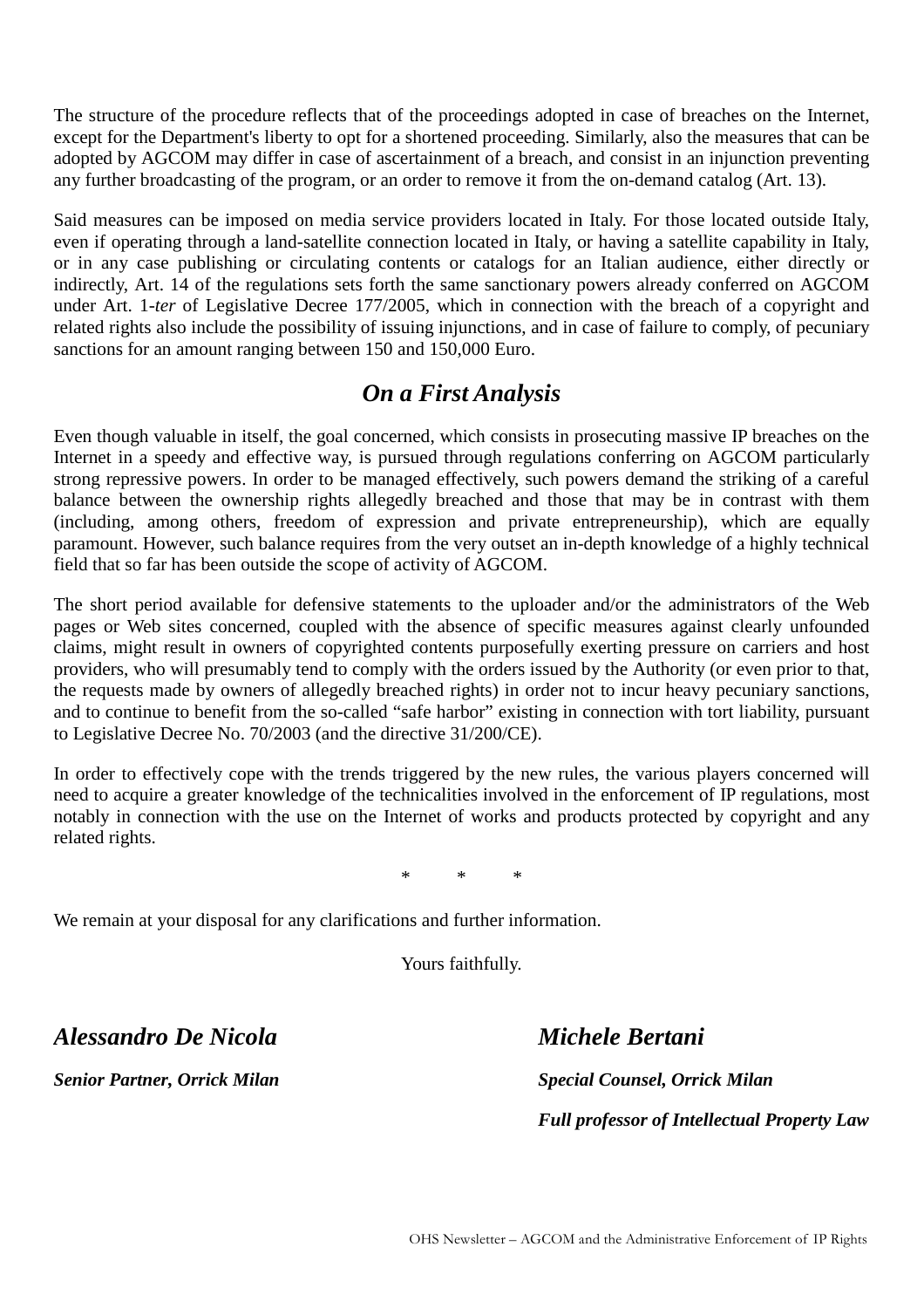The structure of the procedure reflects that of the proceedings adopted in case of breaches on the Internet, except for the Department's liberty to opt for a shortened proceeding. Similarly, also the measures that can be adopted by AGCOM may differ in case of ascertainment of a breach, and consist in an injunction preventing any further broadcasting of the program, or an order to remove it from the on-demand catalog (Art. 13).

Said measures can be imposed on media service providers located in Italy. For those located outside Italy, even if operating through a land-satellite connection located in Italy, or having a satellite capability in Italy, or in any case publishing or circulating contents or catalogs for an Italian audience, either directly or indirectly, Art. 14 of the regulations sets forth the same sanctionary powers already conferred on AGCOM under Art. 1-*ter* of Legislative Decree 177/2005, which in connection with the breach of a copyright and related rights also include the possibility of issuing injunctions, and in case of failure to comply, of pecuniary sanctions for an amount ranging between 150 and 150,000 Euro.

## *On a First Analysis*

Even though valuable in itself, the goal concerned, which consists in prosecuting massive IP breaches on the Internet in a speedy and effective way, is pursued through regulations conferring on AGCOM particularly strong repressive powers. In order to be managed effectively, such powers demand the striking of a careful balance between the ownership rights allegedly breached and those that may be in contrast with them (including, among others, freedom of expression and private entrepreneurship), which are equally paramount. However, such balance requires from the very outset an in-depth knowledge of a highly technical field that so far has been outside the scope of activity of AGCOM.

The short period available for defensive statements to the uploader and/or the administrators of the Web pages or Web sites concerned, coupled with the absence of specific measures against clearly unfounded claims, might result in owners of copyrighted contents purposefully exerting pressure on carriers and host providers, who will presumably tend to comply with the orders issued by the Authority (or even prior to that, the requests made by owners of allegedly breached rights) in order not to incur heavy pecuniary sanctions, and to continue to benefit from the so-called "safe harbor" existing in connection with tort liability, pursuant to Legislative Decree No. 70/2003 (and the directive 31/200/CE).

In order to effectively cope with the trends triggered by the new rules, the various players concerned will need to acquire a greater knowledge of the technicalities involved in the enforcement of IP regulations, most notably in connection with the use on the Internet of works and products protected by copyright and any related rights.

\* \* \*

We remain at your disposal for any clarifications and further information.

Yours faithfully.

***Alessandro De Nicola***

***Senior Partner, Orrick Milan***

***Michele Bertani***

***Special Counsel, Orrick Milan***

***Full professor of Intellectual Property Law***